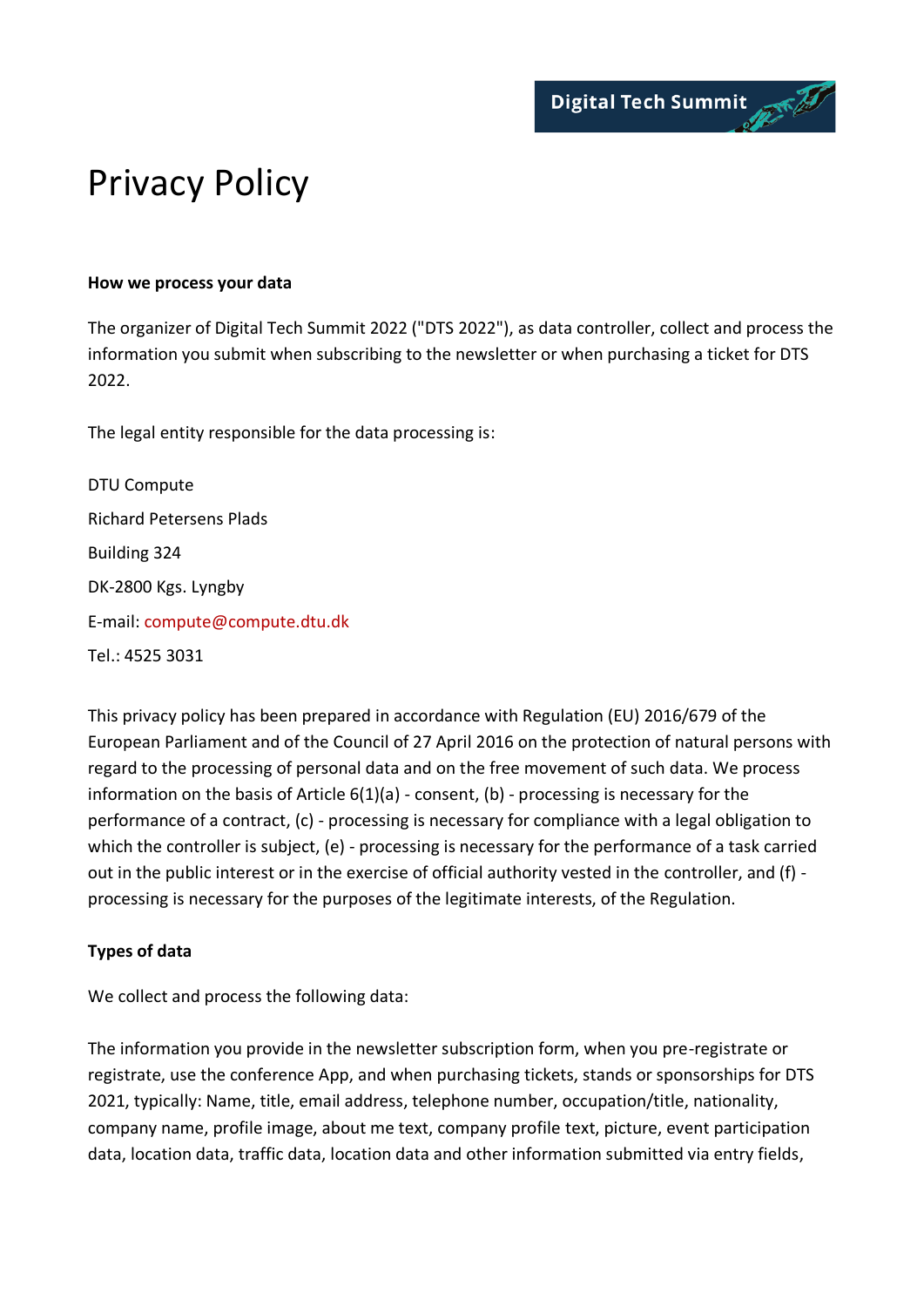# Privacy Policy

**How we process your data**

The organizer of Digital Tech Summit 2022 ("DTS 2022"), as data controller, collect and process the information you submit when subscribing to the newsletter or when purchasing a ticket for DTS 2022.

The legal entity responsible for the data processing is:

DTU Compute

Richard Petersens Plads

Building 324

DK-2800 Kgs. Lyngby

E-mail: compute@compute.dtu.dk

Tel.: 4525 3031

This privacy policy has been prepared in accordance with Regulation (EU) 2016/679 of the European Parliament and of the Council of 27 April 2016 on the protection of natural persons with regard to the processing of personal data and on the free movement of such data. We process information on the basis of Article 6(1)(a) - consent, (b) - processing is necessary for the performance of a contract, (c) - processing is necessary for compliance with a legal obligation to which the controller is subject, (e) - processing is necessary for the performance of a task carried out in the public interest or in the exercise of official authority vested in the controller, and (f) - processing is necessary for the purposes of the legitimate interests, of the Regulation.

**Types of data**

We collect and process the following data:

The information you provide in the newsletter subscription form, when you pre-registrate or registrate, use the conference App, and when purchasing tickets, stands or sponsorships for DTS 2021, typically: Name, title, email address, telephone number, occupation/title, nationality, company name, profile image, about me text, company profile text, picture, event participation data, location data, traffic data, location data and other information submitted via entry fields,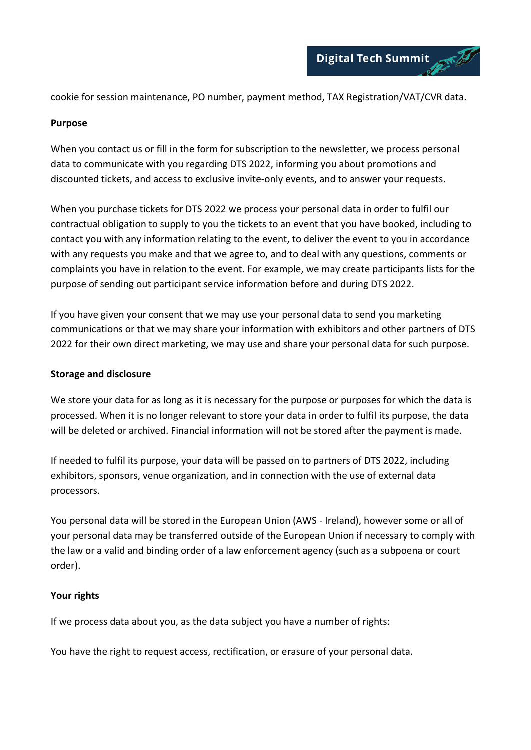cookie for session maintenance, PO number, payment method, TAX Registration/VAT/CVR data.

**Purpose**

When you contact us or fill in the form for subscription to the newsletter, we process personal data to communicate with you regarding DTS 2022, informing you about promotions and discounted tickets, and access to exclusive invite-only events, and to answer your requests.

When you purchase tickets for DTS 2022 we process your personal data in order to fulfil our contractual obligation to supply to you the tickets to an event that you have booked, including to contact you with any information relating to the event, to deliver the event to you in accordance with any requests you make and that we agree to, and to deal with any questions, comments or complaints you have in relation to the event. For example, we may create participants lists for the purpose of sending out participant service information before and during DTS 2022.

If you have given your consent that we may use your personal data to send you marketing communications or that we may share your information with exhibitors and other partners of DTS 2022 for their own direct marketing, we may use and share your personal data for such purpose.

**Storage and disclosure**

We store your data for as long as it is necessary for the purpose or purposes for which the data is processed. When it is no longer relevant to store your data in order to fulfil its purpose, the data will be deleted or archived. Financial information will not be stored after the payment is made.

If needed to fulfil its purpose, your data will be passed on to partners of DTS 2022, including exhibitors, sponsors, venue organization, and in connection with the use of external data processors.

You personal data will be stored in the European Union (AWS - Ireland), however some or all of your personal data may be transferred outside of the European Union if necessary to comply with the law or a valid and binding order of a law enforcement agency (such as a subpoena or court order).

**Your rights**

If we process data about you, as the data subject you have a number of rights:

You have the right to request access, rectification, or erasure of your personal data.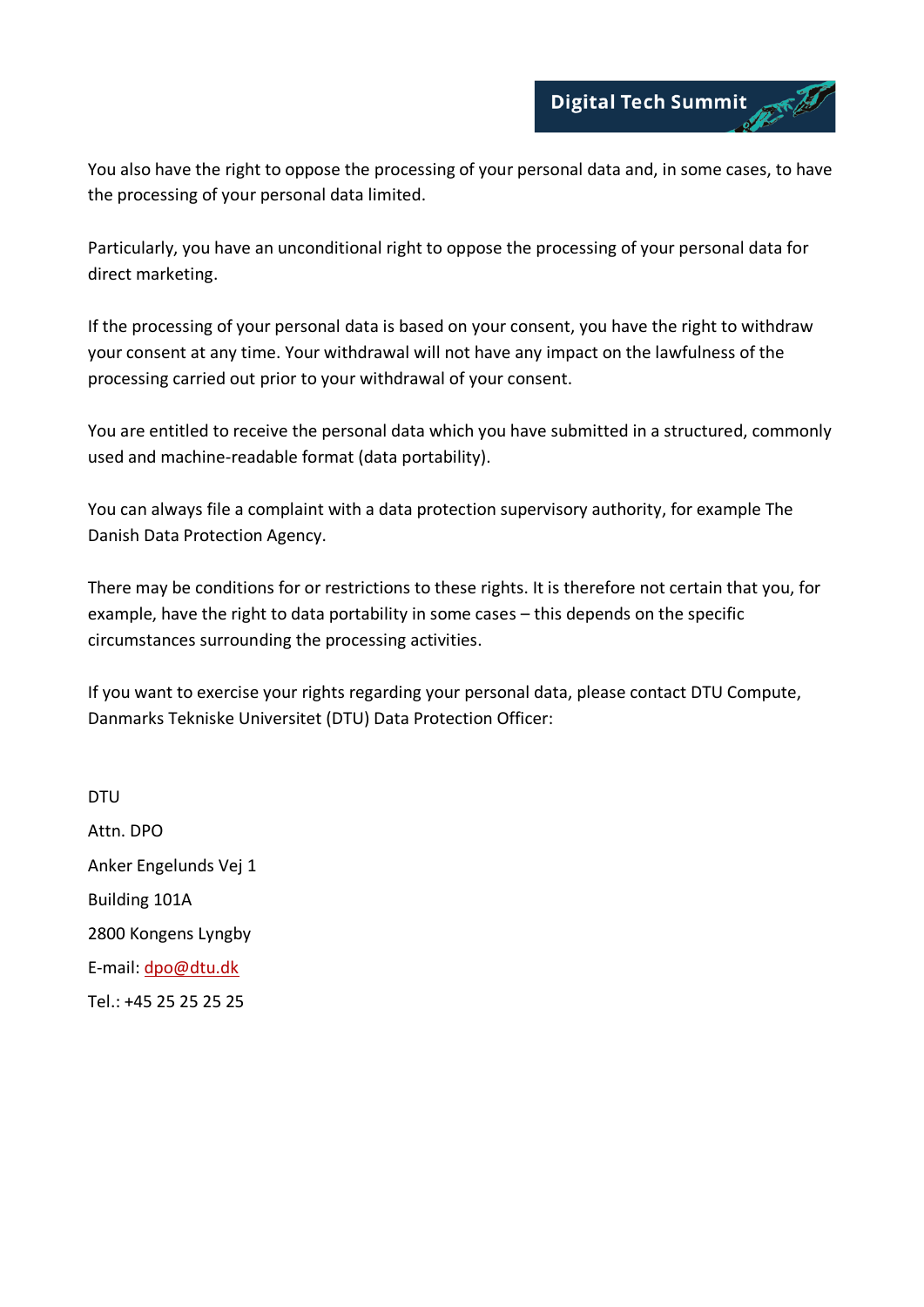You also have the right to oppose the processing of your personal data and, in some cases, to have the processing of your personal data limited.

Particularly, you have an unconditional right to oppose the processing of your personal data for direct marketing.

If the processing of your personal data is based on your consent, you have the right to withdraw your consent at any time. Your withdrawal will not have any impact on the lawfulness of the processing carried out prior to your withdrawal of your consent.

You are entitled to receive the personal data which you have submitted in a structured, commonly used and machine-readable format (data portability).

You can always file a complaint with a data protection supervisory authority, for example The Danish Data Protection Agency.

There may be conditions for or restrictions to these rights. It is therefore not certain that you, for example, have the right to data portability in some cases – this depends on the specific circumstances surrounding the processing activities.

If you want to exercise your rights regarding your personal data, please contact DTU Compute, Danmarks Tekniske Universitet (DTU) Data Protection Officer:

DTU

Attn. DPO

Anker Engelunds Vej 1

Building 101A

2800 Kongens Lyngby

E-mail: dpo@dtu.dk

Tel.: +45 25 25 25 25